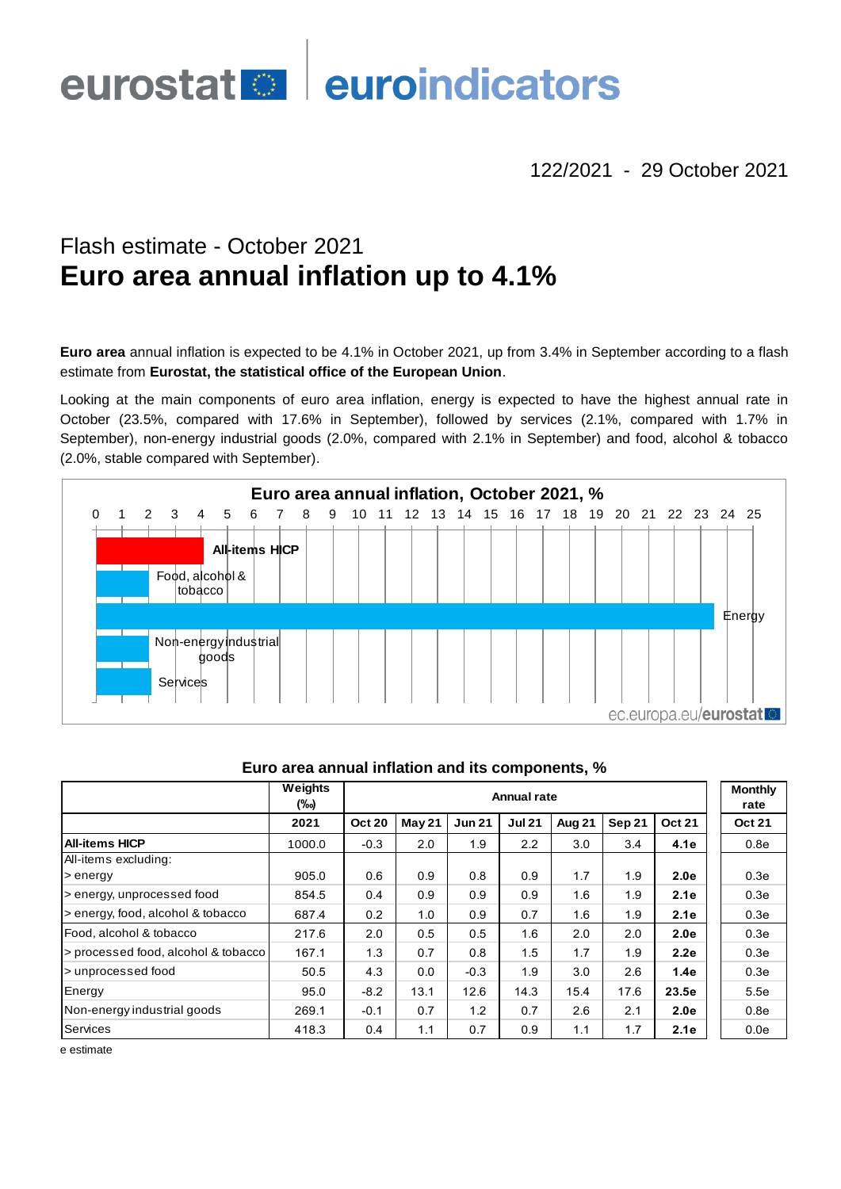eurostat | euroindicators

122/2021 - 29 October 2021

## Flash estimate - October 2021

# Euro area annual inflation up to 4.1%

**Euro area** annual inflation is expected to be 4.1% in October 2021, up from 3.4% in September according to a flash estimate from **Eurostat, the statistical office of the European Union**.

Looking at the main components of euro area inflation, energy is expected to have the highest annual rate in October (23.5%, compared with 17.6% in September), followed by services (2.1%, compared with 1.7% in September), non-energy industrial goods (2.0%, compared with 2.1% in September) and food, alcohol & tobacco (2.0%, stable compared with September).

**Euro area annual inflation, October 2021, %**

| | % |
|---|---|
| All-items HICP | 4.1 |
| Food, alcohol & tobacco | 2.0 |
| Energy | 23.5 |
| Non-energy industrial goods | 2.0 |
| Services | 2.1 |

ec.europa.eu/eurostat

**Euro area annual inflation and its components, %**

| | Weights (‰) | Annual rate | | | | | | | Monthly rate |
|---|---|---|---|---|---|---|---|---|---|
| | 2021 | Oct 20 | May 21 | Jun 21 | Jul 21 | Aug 21 | Sep 21 | Oct 21 | Oct 21 |
| **All-items HICP** | 1000.0 | -0.3 | 2.0 | 1.9 | 2.2 | 3.0 | 3.4 | **4.1e** | 0.8e |
| All-items excluding: > energy | 905.0 | 0.6 | 0.9 | 0.8 | 0.9 | 1.7 | 1.9 | **2.0e** | 0.3e |
| > energy, unprocessed food | 854.5 | 0.4 | 0.9 | 0.9 | 0.9 | 1.6 | 1.9 | **2.1e** | 0.3e |
| > energy, food, alcohol & tobacco | 687.4 | 0.2 | 1.0 | 0.9 | 0.7 | 1.6 | 1.9 | **2.1e** | 0.3e |
| Food, alcohol & tobacco | 217.6 | 2.0 | 0.5 | 0.5 | 1.6 | 2.0 | 2.0 | **2.0e** | 0.3e |
| > processed food, alcohol & tobacco | 167.1 | 1.3 | 0.7 | 0.8 | 1.5 | 1.7 | 1.9 | **2.2e** | 0.3e |
| > unprocessed food | 50.5 | 4.3 | 0.0 | -0.3 | 1.9 | 3.0 | 2.6 | **1.4e** | 0.3e |
| Energy | 95.0 | -8.2 | 13.1 | 12.6 | 14.3 | 15.4 | 17.6 | **23.5e** | 5.5e |
| Non-energy industrial goods | 269.1 | -0.1 | 0.7 | 1.2 | 0.7 | 2.6 | 2.1 | **2.0e** | 0.8e |
| Services | 418.3 | 0.4 | 1.1 | 0.7 | 0.9 | 1.1 | 1.7 | **2.1e** | 0.0e |

e estimate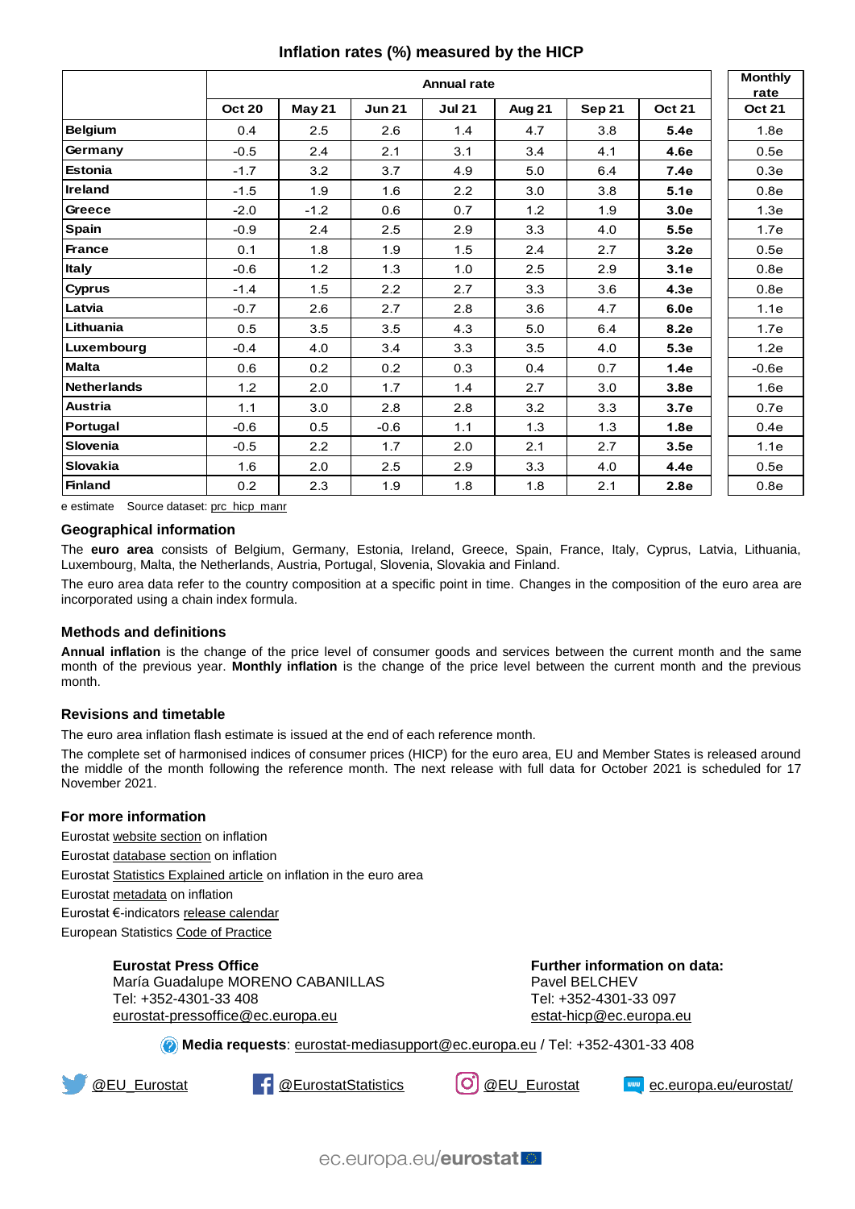## Inflation rates (%) measured by the HICP

| | Annual rate | | | | | | | Monthly rate |
|---|---|---|---|---|---|---|---|---|
| | Oct 20 | May 21 | Jun 21 | Jul 21 | Aug 21 | Sep 21 | Oct 21 | Oct 21 |
| **Belgium** | 0.4 | 2.5 | 2.6 | 1.4 | 4.7 | 3.8 | **5.4e** | 1.8e |
| **Germany** | -0.5 | 2.4 | 2.1 | 3.1 | 3.4 | 4.1 | **4.6e** | 0.5e |
| **Estonia** | -1.7 | 3.2 | 3.7 | 4.9 | 5.0 | 6.4 | **7.4e** | 0.3e |
| **Ireland** | -1.5 | 1.9 | 1.6 | 2.2 | 3.0 | 3.8 | **5.1e** | 0.8e |
| **Greece** | -2.0 | -1.2 | 0.6 | 0.7 | 1.2 | 1.9 | **3.0e** | 1.3e |
| **Spain** | -0.9 | 2.4 | 2.5 | 2.9 | 3.3 | 4.0 | **5.5e** | 1.7e |
| **France** | 0.1 | 1.8 | 1.9 | 1.5 | 2.4 | 2.7 | **3.2e** | 0.5e |
| **Italy** | -0.6 | 1.2 | 1.3 | 1.0 | 2.5 | 2.9 | **3.1e** | 0.8e |
| **Cyprus** | -1.4 | 1.5 | 2.2 | 2.7 | 3.3 | 3.6 | **4.3e** | 0.8e |
| **Latvia** | -0.7 | 2.6 | 2.7 | 2.8 | 3.6 | 4.7 | **6.0e** | 1.1e |
| **Lithuania** | 0.5 | 3.5 | 3.5 | 4.3 | 5.0 | 6.4 | **8.2e** | 1.7e |
| **Luxembourg** | -0.4 | 4.0 | 3.4 | 3.3 | 3.5 | 4.0 | **5.3e** | 1.2e |
| **Malta** | 0.6 | 0.2 | 0.2 | 0.3 | 0.4 | 0.7 | **1.4e** | -0.6e |
| **Netherlands** | 1.2 | 2.0 | 1.7 | 1.4 | 2.7 | 3.0 | **3.8e** | 1.6e |
| **Austria** | 1.1 | 3.0 | 2.8 | 2.8 | 3.2 | 3.3 | **3.7e** | 0.7e |
| **Portugal** | -0.6 | 0.5 | -0.6 | 1.1 | 1.3 | 1.3 | **1.8e** | 0.4e |
| **Slovenia** | -0.5 | 2.2 | 1.7 | 2.0 | 2.1 | 2.7 | **3.5e** | 1.1e |
| **Slovakia** | 1.6 | 2.0 | 2.5 | 2.9 | 3.3 | 4.0 | **4.4e** | 0.5e |
| **Finland** | 0.2 | 2.3 | 1.9 | 1.8 | 1.8 | 2.1 | **2.8e** | 0.8e |

e estimate Source dataset: prc_hicp_manr

### Geographical information

The **euro area** consists of Belgium, Germany, Estonia, Ireland, Greece, Spain, France, Italy, Cyprus, Latvia, Lithuania, Luxembourg, Malta, the Netherlands, Austria, Portugal, Slovenia, Slovakia and Finland.

The euro area data refer to the country composition at a specific point in time. Changes in the composition of the euro area are incorporated using a chain index formula.

### Methods and definitions

**Annual inflation** is the change of the price level of consumer goods and services between the current month and the same month of the previous year. **Monthly inflation** is the change of the price level between the current month and the previous month.

### Revisions and timetable

The euro area inflation flash estimate is issued at the end of each reference month.

The complete set of harmonised indices of consumer prices (HICP) for the euro area, EU and Member States is released around the middle of the month following the reference month. The next release with full data for October 2021 is scheduled for 17 November 2021.

### For more information

Eurostat website section on inflation

Eurostat database section on inflation

Eurostat Statistics Explained article on inflation in the euro area

Eurostat metadata on inflation

Eurostat €-indicators release calendar

European Statistics Code of Practice

**Eurostat Press Office**
María Guadalupe MORENO CABANILLAS
Tel: +352-4301-33 408
eurostat-pressoffice@ec.europa.eu

**Further information on data:**
Pavel BELCHEV
Tel: +352-4301-33 097
estat-hicp@ec.europa.eu

**Media requests**: eurostat-mediasupport@ec.europa.eu / Tel: +352-4301-33 408

@EU_Eurostat @EurostatStatistics @EU_Eurostat ec.europa.eu/eurostat/